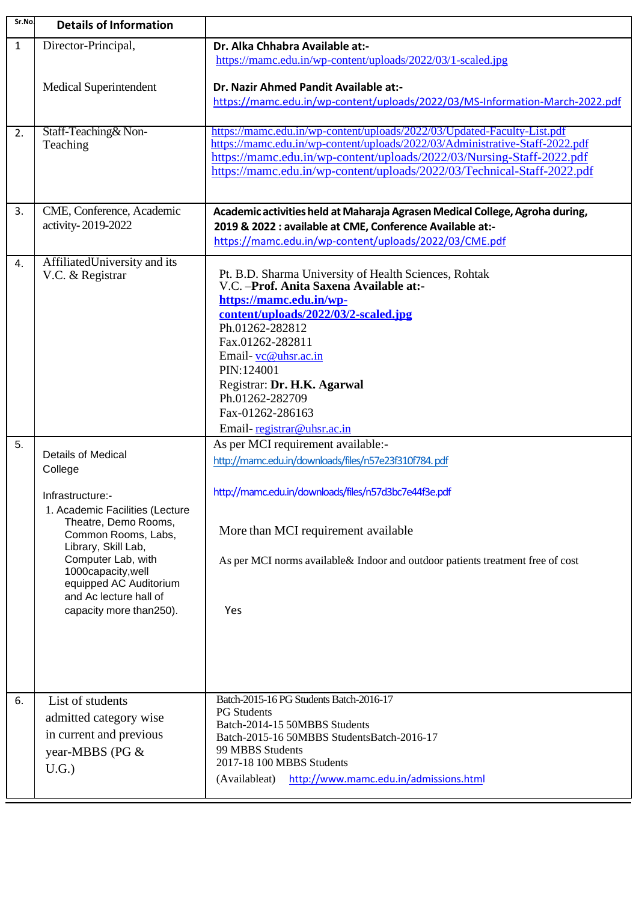| Sr.No. | Details of Information | |
|---|---|---|
| 1 | Director-Principal,<br><br>Medical Superintendent | **Dr. Alka Chhabra Available at:-**<br>https://mamc.edu.in/wp-content/uploads/2022/03/1-scaled.jpg<br><br>**Dr. Nazir Ahmed Pandit Available at:-**<br>https://mamc.edu.in/wp-content/uploads/2022/03/MS-Information-March-2022.pdf |
| 2. | Staff-Teaching& Non-Teaching | https://mamc.edu.in/wp-content/uploads/2022/03/Updated-Faculty-List.pdf<br>https://mamc.edu.in/wp-content/uploads/2022/03/Administrative-Staff-2022.pdf<br>https://mamc.edu.in/wp-content/uploads/2022/03/Nursing-Staff-2022.pdf<br>https://mamc.edu.in/wp-content/uploads/2022/03/Technical-Staff-2022.pdf |
| 3. | CME, Conference, Academic activity- 2019-2022 | **Academic activities held at Maharaja Agrasen Medical College, Agroha during, 2019 & 2022 : available at CME, Conference Available at:-**<br>https://mamc.edu.in/wp-content/uploads/2022/03/CME.pdf |
| 4. | AffiliatedUniversity and its V.C. & Registrar | Pt. B.D. Sharma University of Health Sciences, Rohtak<br>V.C. –**Prof. Anita Saxena Available at:-**<br>**https://mamc.edu.in/wp-content/uploads/2022/03/2-scaled.jpg**<br>Ph.01262-282812<br>Fax.01262-282811<br>Email- vc@uhsr.ac.in<br>PIN:124001<br>Registrar: **Dr. H.K. Agarwal**<br>Ph.01262-282709<br>Fax-01262-286163<br>Email- registrar@uhsr.ac.in |
| 5. | Details of Medical College<br><br>Infrastructure:-<br>1. Academic Facilities (Lecture Theatre, Demo Rooms, Common Rooms, Labs, Library, Skill Lab, with Computer Lab, with 1000capacity,well equipped AC Auditorium and Ac lecture hall of capacity more than250). | As per MCI requirement available:-<br>http://mamc.edu.in/downloads/files/n57e23f310f784. pdf<br><br>http://mamc.edu.in/downloads/files/n57d3bc7e44f3e.pdf<br><br>More than MCI requirement available<br><br>As per MCI norms available& Indoor and outdoor patients treatment free of cost<br><br>Yes |
| 6. | List of students admitted category wise in current and previous year-MBBS (PG & U.G.) | Batch-2015-16 PG Students Batch-2016-17<br>PG Students<br>Batch-2014-15 50MBBS Students<br>Batch-2015-16 50MBBS StudentsBatch-2016-17<br>99 MBBS Students<br>2017-18 100 MBBS Students<br>(Availableat) http://www.mamc.edu.in/admissions.html |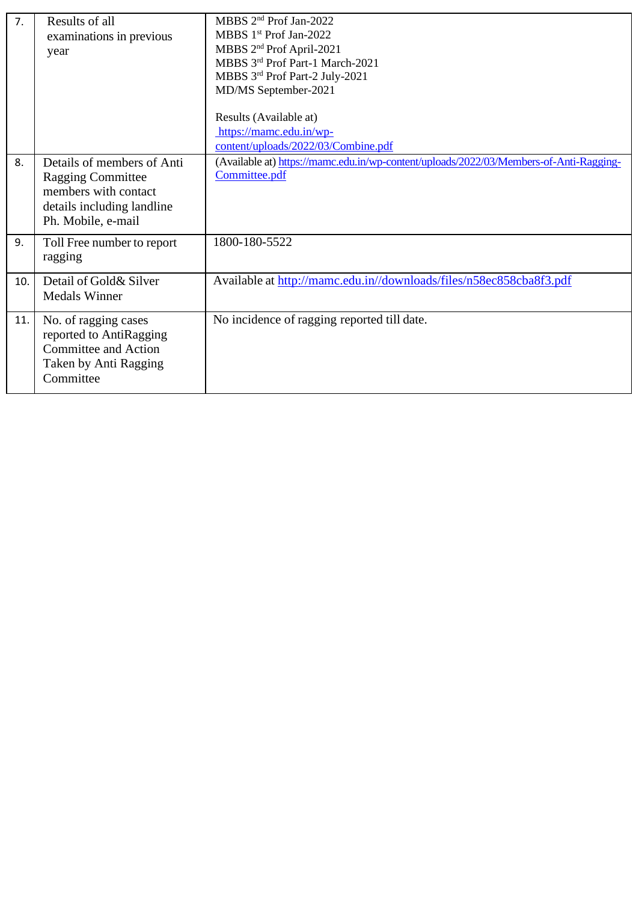| | | |
|---|---|---|
| 7. | Results of all examinations in previous year | MBBS 2nd Prof Jan-2022<br>MBBS 1st Prof Jan-2022<br>MBBS 2nd Prof April-2021<br>MBBS 3rd Prof Part-1 March-2021<br>MBBS 3rd Prof Part-2 July-2021<br>MD/MS September-2021<br><br>Results (Available at)<br>https://mamc.edu.in/wp-content/uploads/2022/03/Combine.pdf |
| 8. | Details of members of Anti Ragging Committee members with contact details including landline Ph. Mobile, e-mail | (Available at) https://mamc.edu.in/wp-content/uploads/2022/03/Members-of-Anti-Ragging-Committee.pdf |
| 9. | Toll Free number to report ragging | 1800-180-5522 |
| 10. | Detail of Gold& Silver Medals Winner | Available at http://mamc.edu.in//downloads/files/n58ec858cba8f3.pdf |
| 11. | No. of ragging cases reported to AntiRagging Committee and Action Taken by Anti Ragging Committee | No incidence of ragging reported till date. |